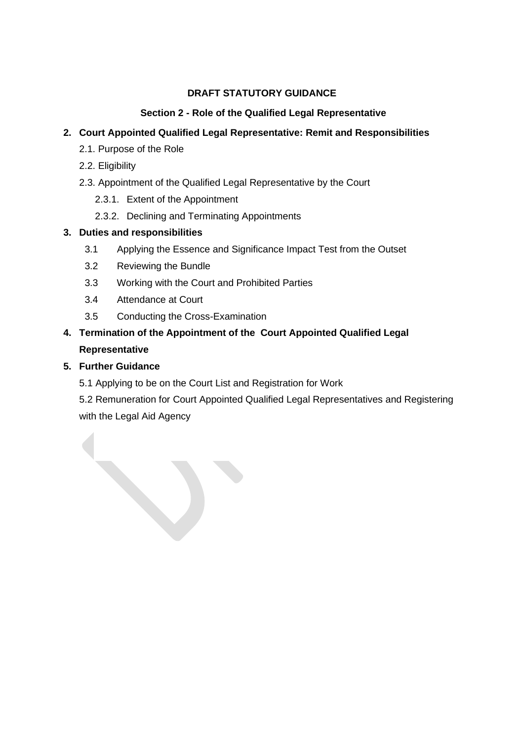**DRAFT STATUTORY GUIDANCE**

**Section 2 - Role of the Qualified Legal Representative**

2. **Court Appointed Qualified Legal Representative: Remit and Responsibilities**
   - 2.1. Purpose of the Role
   - 2.2. Eligibility
   - 2.3. Appointment of the Qualified Legal Representative by the Court
     - 2.3.1. Extent of the Appointment
     - 2.3.2. Declining and Terminating Appointments
3. **Duties and responsibilities**
   - 3.1 Applying the Essence and Significance Impact Test from the Outset
   - 3.2 Reviewing the Bundle
   - 3.3 Working with the Court and Prohibited Parties
   - 3.4 Attendance at Court
   - 3.5 Conducting the Cross-Examination
4. **Termination of the Appointment of the Court Appointed Qualified Legal Representative**
5. **Further Guidance**
   - 5.1 Applying to be on the Court List and Registration for Work
   - 5.2 Remuneration for Court Appointed Qualified Legal Representatives and Registering with the Legal Aid Agency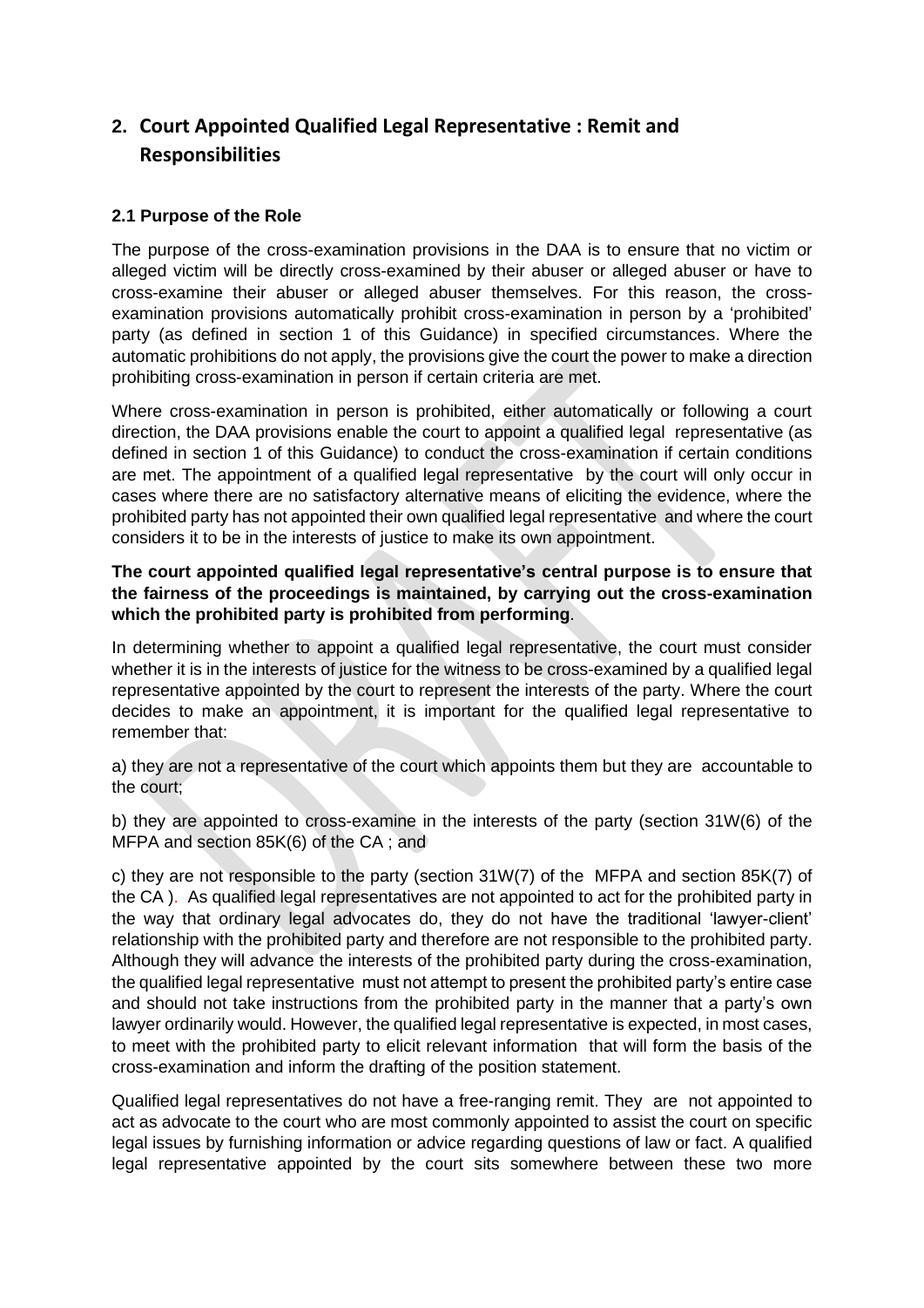## 2. Court Appointed Qualified Legal Representative : Remit and Responsibilities

### 2.1 Purpose of the Role

The purpose of the cross-examination provisions in the DAA is to ensure that no victim or alleged victim will be directly cross-examined by their abuser or alleged abuser or have to cross-examine their abuser or alleged abuser themselves. For this reason, the cross-examination provisions automatically prohibit cross-examination in person by a 'prohibited' party (as defined in section 1 of this Guidance) in specified circumstances. Where the automatic prohibitions do not apply, the provisions give the court the power to make a direction prohibiting cross-examination in person if certain criteria are met.

Where cross-examination in person is prohibited, either automatically or following a court direction, the DAA provisions enable the court to appoint a qualified legal representative (as defined in section 1 of this Guidance) to conduct the cross-examination if certain conditions are met. The appointment of a qualified legal representative by the court will only occur in cases where there are no satisfactory alternative means of eliciting the evidence, where the prohibited party has not appointed their own qualified legal representative and where the court considers it to be in the interests of justice to make its own appointment.

**The court appointed qualified legal representative's central purpose is to ensure that the fairness of the proceedings is maintained, by carrying out the cross-examination which the prohibited party is prohibited from performing**.

In determining whether to appoint a qualified legal representative, the court must consider whether it is in the interests of justice for the witness to be cross-examined by a qualified legal representative appointed by the court to represent the interests of the party. Where the court decides to make an appointment, it is important for the qualified legal representative to remember that:

a) they are not a representative of the court which appoints them but they are accountable to the court;

b) they are appointed to cross-examine in the interests of the party (section 31W(6) of the MFPA and section 85K(6) of the CA ; and

c) they are not responsible to the party (section 31W(7) of the MFPA and section 85K(7) of the CA ). As qualified legal representatives are not appointed to act for the prohibited party in the way that ordinary legal advocates do, they do not have the traditional 'lawyer-client' relationship with the prohibited party and therefore are not responsible to the prohibited party. Although they will advance the interests of the prohibited party during the cross-examination, the qualified legal representative must not attempt to present the prohibited party's entire case and should not take instructions from the prohibited party in the manner that a party's own lawyer ordinarily would. However, the qualified legal representative is expected, in most cases, to meet with the prohibited party to elicit relevant information that will form the basis of the cross-examination and inform the drafting of the position statement.

Qualified legal representatives do not have a free-ranging remit. They are not appointed to act as advocate to the court who are most commonly appointed to assist the court on specific legal issues by furnishing information or advice regarding questions of law or fact. A qualified legal representative appointed by the court sits somewhere between these two more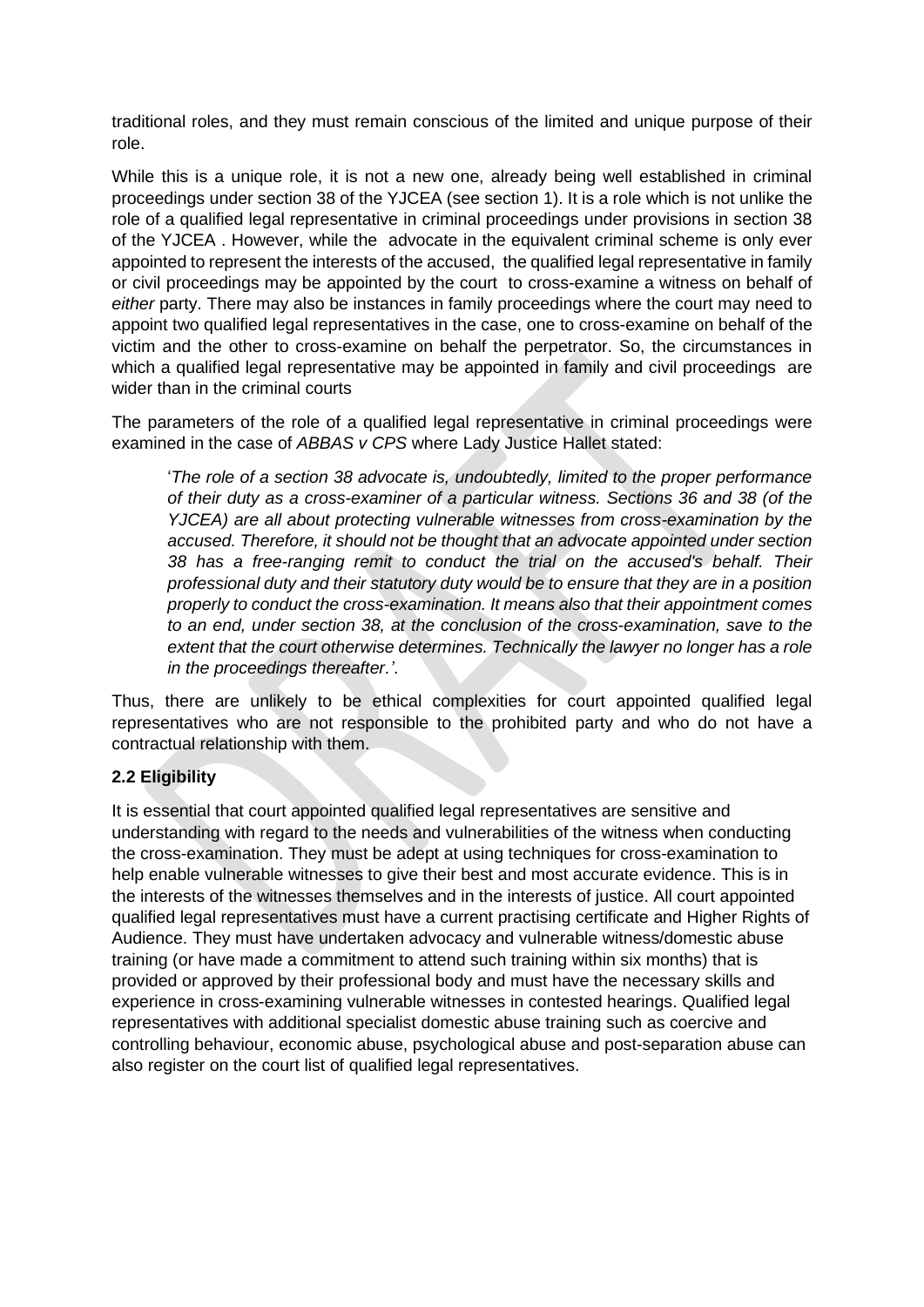traditional roles, and they must remain conscious of the limited and unique purpose of their role.

While this is a unique role, it is not a new one, already being well established in criminal proceedings under section 38 of the YJCEA (see section 1). It is a role which is not unlike the role of a qualified legal representative in criminal proceedings under provisions in section 38 of the YJCEA . However, while the advocate in the equivalent criminal scheme is only ever appointed to represent the interests of the accused, the qualified legal representative in family or civil proceedings may be appointed by the court to cross-examine a witness on behalf of *either* party. There may also be instances in family proceedings where the court may need to appoint two qualified legal representatives in the case, one to cross-examine on behalf of the victim and the other to cross-examine on behalf the perpetrator. So, the circumstances in which a qualified legal representative may be appointed in family and civil proceedings are wider than in the criminal courts

The parameters of the role of a qualified legal representative in criminal proceedings were examined in the case of *ABBAS v CPS* where Lady Justice Hallet stated:

> '*The role of a section 38 advocate is, undoubtedly, limited to the proper performance of their duty as a cross-examiner of a particular witness. Sections 36 and 38 (of the YJCEA) are all about protecting vulnerable witnesses from cross-examination by the accused. Therefore, it should not be thought that an advocate appointed under section 38 has a free-ranging remit to conduct the trial on the accused's behalf. Their professional duty and their statutory duty would be to ensure that they are in a position properly to conduct the cross-examination. It means also that their appointment comes to an end, under section 38, at the conclusion of the cross-examination, save to the extent that the court otherwise determines. Technically the lawyer no longer has a role in the proceedings thereafter.*'.

Thus, there are unlikely to be ethical complexities for court appointed qualified legal representatives who are not responsible to the prohibited party and who do not have a contractual relationship with them.

### 2.2 Eligibility

It is essential that court appointed qualified legal representatives are sensitive and understanding with regard to the needs and vulnerabilities of the witness when conducting the cross-examination. They must be adept at using techniques for cross-examination to help enable vulnerable witnesses to give their best and most accurate evidence. This is in the interests of the witnesses themselves and in the interests of justice. All court appointed qualified legal representatives must have a current practising certificate and Higher Rights of Audience. They must have undertaken advocacy and vulnerable witness/domestic abuse training (or have made a commitment to attend such training within six months) that is provided or approved by their professional body and must have the necessary skills and experience in cross-examining vulnerable witnesses in contested hearings. Qualified legal representatives with additional specialist domestic abuse training such as coercive and controlling behaviour, economic abuse, psychological abuse and post-separation abuse can also register on the court list of qualified legal representatives.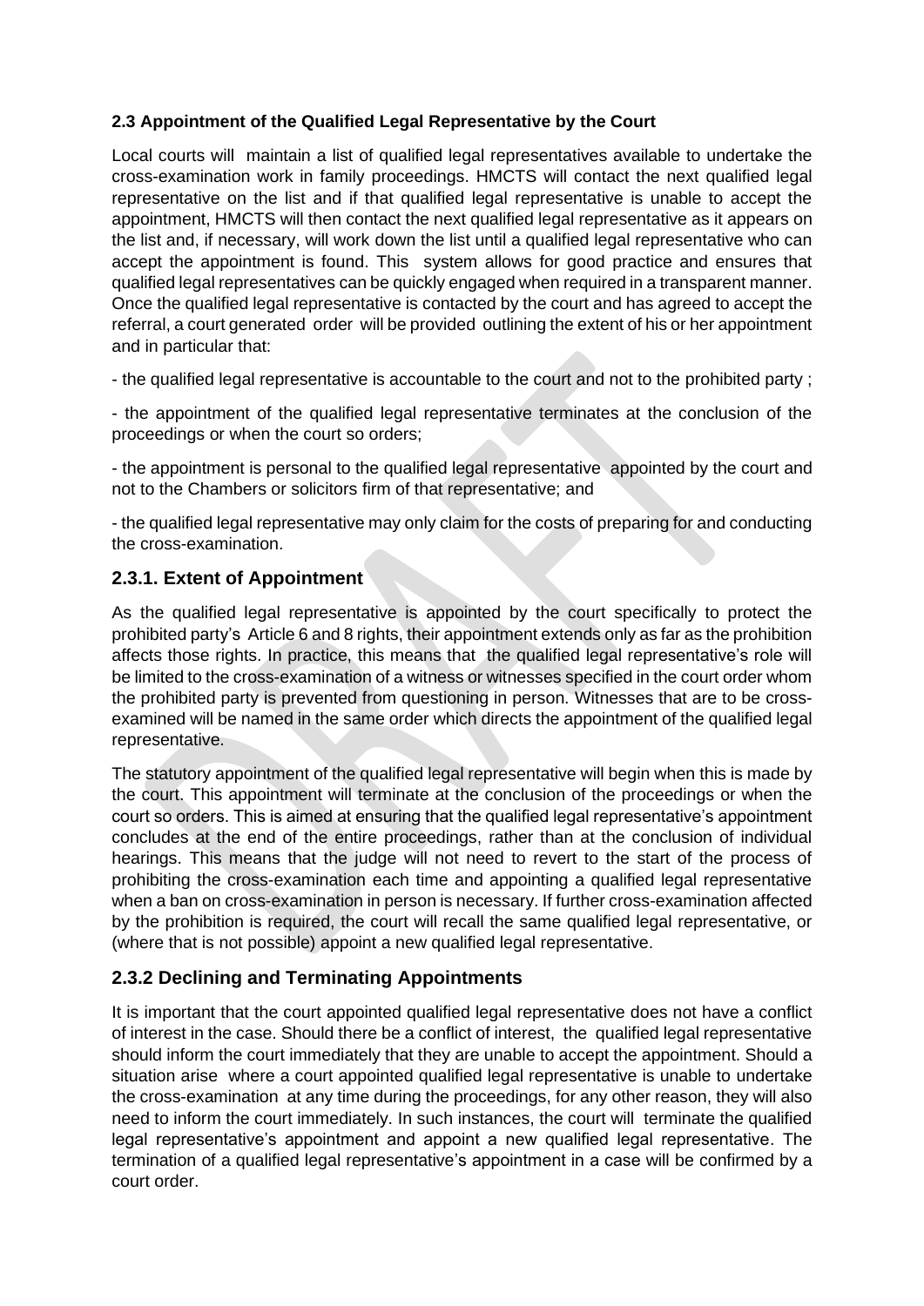### 2.3 Appointment of the Qualified Legal Representative by the Court

Local courts will maintain a list of qualified legal representatives available to undertake the cross-examination work in family proceedings. HMCTS will contact the next qualified legal representative on the list and if that qualified legal representative is unable to accept the appointment, HMCTS will then contact the next qualified legal representative as it appears on the list and, if necessary, will work down the list until a qualified legal representative who can accept the appointment is found. This system allows for good practice and ensures that qualified legal representatives can be quickly engaged when required in a transparent manner. Once the qualified legal representative is contacted by the court and has agreed to accept the referral, a court generated order will be provided outlining the extent of his or her appointment and in particular that:

- the qualified legal representative is accountable to the court and not to the prohibited party ;

- the appointment of the qualified legal representative terminates at the conclusion of the proceedings or when the court so orders;

- the appointment is personal to the qualified legal representative appointed by the court and not to the Chambers or solicitors firm of that representative; and

- the qualified legal representative may only claim for the costs of preparing for and conducting the cross-examination.

## 2.3.1. Extent of Appointment

As the qualified legal representative is appointed by the court specifically to protect the prohibited party's Article 6 and 8 rights, their appointment extends only as far as the prohibition affects those rights. In practice, this means that the qualified legal representative's role will be limited to the cross-examination of a witness or witnesses specified in the court order whom the prohibited party is prevented from questioning in person. Witnesses that are to be cross-examined will be named in the same order which directs the appointment of the qualified legal representative.

The statutory appointment of the qualified legal representative will begin when this is made by the court. This appointment will terminate at the conclusion of the proceedings or when the court so orders. This is aimed at ensuring that the qualified legal representative's appointment concludes at the end of the entire proceedings, rather than at the conclusion of individual hearings. This means that the judge will not need to revert to the start of the process of prohibiting the cross-examination each time and appointing a qualified legal representative when a ban on cross-examination in person is necessary. If further cross-examination affected by the prohibition is required, the court will recall the same qualified legal representative, or (where that is not possible) appoint a new qualified legal representative.

## 2.3.2 Declining and Terminating Appointments

It is important that the court appointed qualified legal representative does not have a conflict of interest in the case. Should there be a conflict of interest, the qualified legal representative should inform the court immediately that they are unable to accept the appointment. Should a situation arise where a court appointed qualified legal representative is unable to undertake the cross-examination at any time during the proceedings, for any other reason, they will also need to inform the court immediately. In such instances, the court will terminate the qualified legal representative's appointment and appoint a new qualified legal representative. The termination of a qualified legal representative's appointment in a case will be confirmed by a court order.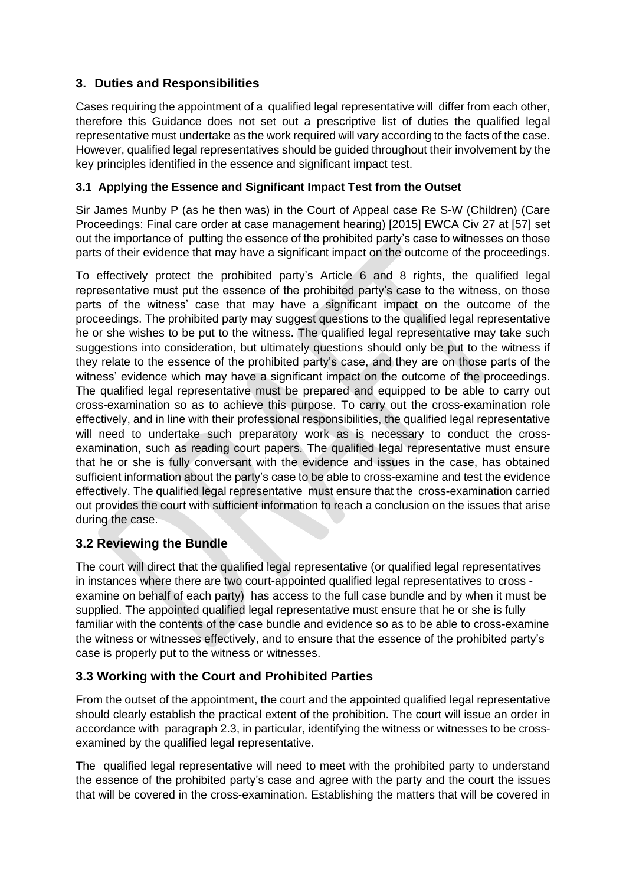## 3. Duties and Responsibilities

Cases requiring the appointment of a qualified legal representative will differ from each other, therefore this Guidance does not set out a prescriptive list of duties the qualified legal representative must undertake as the work required will vary according to the facts of the case. However, qualified legal representatives should be guided throughout their involvement by the key principles identified in the essence and significant impact test.

### 3.1 Applying the Essence and Significant Impact Test from the Outset

Sir James Munby P (as he then was) in the Court of Appeal case Re S-W (Children) (Care Proceedings: Final care order at case management hearing) [2015] EWCA Civ 27 at [57] set out the importance of putting the essence of the prohibited party's case to witnesses on those parts of their evidence that may have a significant impact on the outcome of the proceedings.

To effectively protect the prohibited party's Article 6 and 8 rights, the qualified legal representative must put the essence of the prohibited party's case to the witness, on those parts of the witness' case that may have a significant impact on the outcome of the proceedings. The prohibited party may suggest questions to the qualified legal representative he or she wishes to be put to the witness. The qualified legal representative may take such suggestions into consideration, but ultimately questions should only be put to the witness if they relate to the essence of the prohibited party's case, and they are on those parts of the witness' evidence which may have a significant impact on the outcome of the proceedings. The qualified legal representative must be prepared and equipped to be able to carry out cross-examination so as to achieve this purpose. To carry out the cross-examination role effectively, and in line with their professional responsibilities, the qualified legal representative will need to undertake such preparatory work as is necessary to conduct the cross-examination, such as reading court papers. The qualified legal representative must ensure that he or she is fully conversant with the evidence and issues in the case, has obtained sufficient information about the party's case to be able to cross-examine and test the evidence effectively. The qualified legal representative must ensure that the cross-examination carried out provides the court with sufficient information to reach a conclusion on the issues that arise during the case.

### 3.2 Reviewing the Bundle

The court will direct that the qualified legal representative (or qualified legal representatives in instances where there are two court-appointed qualified legal representatives to cross - examine on behalf of each party) has access to the full case bundle and by when it must be supplied. The appointed qualified legal representative must ensure that he or she is fully familiar with the contents of the case bundle and evidence so as to be able to cross-examine the witness or witnesses effectively, and to ensure that the essence of the prohibited party's case is properly put to the witness or witnesses.

### 3.3 Working with the Court and Prohibited Parties

From the outset of the appointment, the court and the appointed qualified legal representative should clearly establish the practical extent of the prohibition. The court will issue an order in accordance with paragraph 2.3, in particular, identifying the witness or witnesses to be cross-examined by the qualified legal representative.

The qualified legal representative will need to meet with the prohibited party to understand the essence of the prohibited party's case and agree with the party and the court the issues that will be covered in the cross-examination. Establishing the matters that will be covered in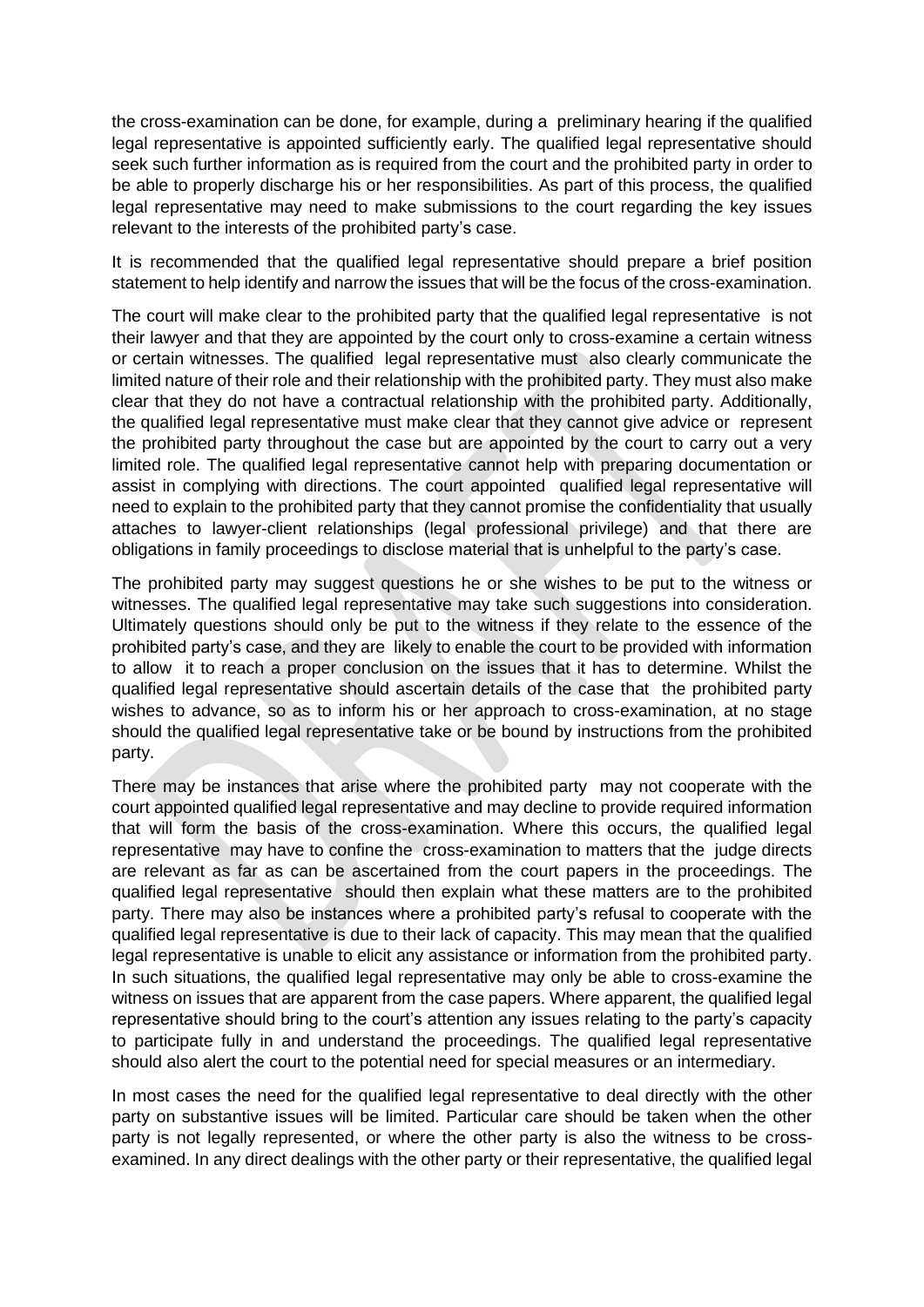the cross-examination can be done, for example, during a preliminary hearing if the qualified legal representative is appointed sufficiently early. The qualified legal representative should seek such further information as is required from the court and the prohibited party in order to be able to properly discharge his or her responsibilities. As part of this process, the qualified legal representative may need to make submissions to the court regarding the key issues relevant to the interests of the prohibited party's case.

It is recommended that the qualified legal representative should prepare a brief position statement to help identify and narrow the issues that will be the focus of the cross-examination.

The court will make clear to the prohibited party that the qualified legal representative is not their lawyer and that they are appointed by the court only to cross-examine a certain witness or certain witnesses. The qualified legal representative must also clearly communicate the limited nature of their role and their relationship with the prohibited party. They must also make clear that they do not have a contractual relationship with the prohibited party. Additionally, the qualified legal representative must make clear that they cannot give advice or represent the prohibited party throughout the case but are appointed by the court to carry out a very limited role. The qualified legal representative cannot help with preparing documentation or assist in complying with directions. The court appointed qualified legal representative will need to explain to the prohibited party that they cannot promise the confidentiality that usually attaches to lawyer-client relationships (legal professional privilege) and that there are obligations in family proceedings to disclose material that is unhelpful to the party's case.

The prohibited party may suggest questions he or she wishes to be put to the witness or witnesses. The qualified legal representative may take such suggestions into consideration. Ultimately questions should only be put to the witness if they relate to the essence of the prohibited party's case, and they are likely to enable the court to be provided with information to allow it to reach a proper conclusion on the issues that it has to determine. Whilst the qualified legal representative should ascertain details of the case that the prohibited party wishes to advance, so as to inform his or her approach to cross-examination, at no stage should the qualified legal representative take or be bound by instructions from the prohibited party.

There may be instances that arise where the prohibited party may not cooperate with the court appointed qualified legal representative and may decline to provide required information that will form the basis of the cross-examination. Where this occurs, the qualified legal representative may have to confine the cross-examination to matters that the judge directs are relevant as far as can be ascertained from the court papers in the proceedings. The qualified legal representative should then explain what these matters are to the prohibited party. There may also be instances where a prohibited party's refusal to cooperate with the qualified legal representative is due to their lack of capacity. This may mean that the qualified legal representative is unable to elicit any assistance or information from the prohibited party. In such situations, the qualified legal representative may only be able to cross-examine the witness on issues that are apparent from the case papers. Where apparent, the qualified legal representative should bring to the court's attention any issues relating to the party's capacity to participate fully in and understand the proceedings. The qualified legal representative should also alert the court to the potential need for special measures or an intermediary.

In most cases the need for the qualified legal representative to deal directly with the other party on substantive issues will be limited. Particular care should be taken when the other party is not legally represented, or where the other party is also the witness to be cross-examined. In any direct dealings with the other party or their representative, the qualified legal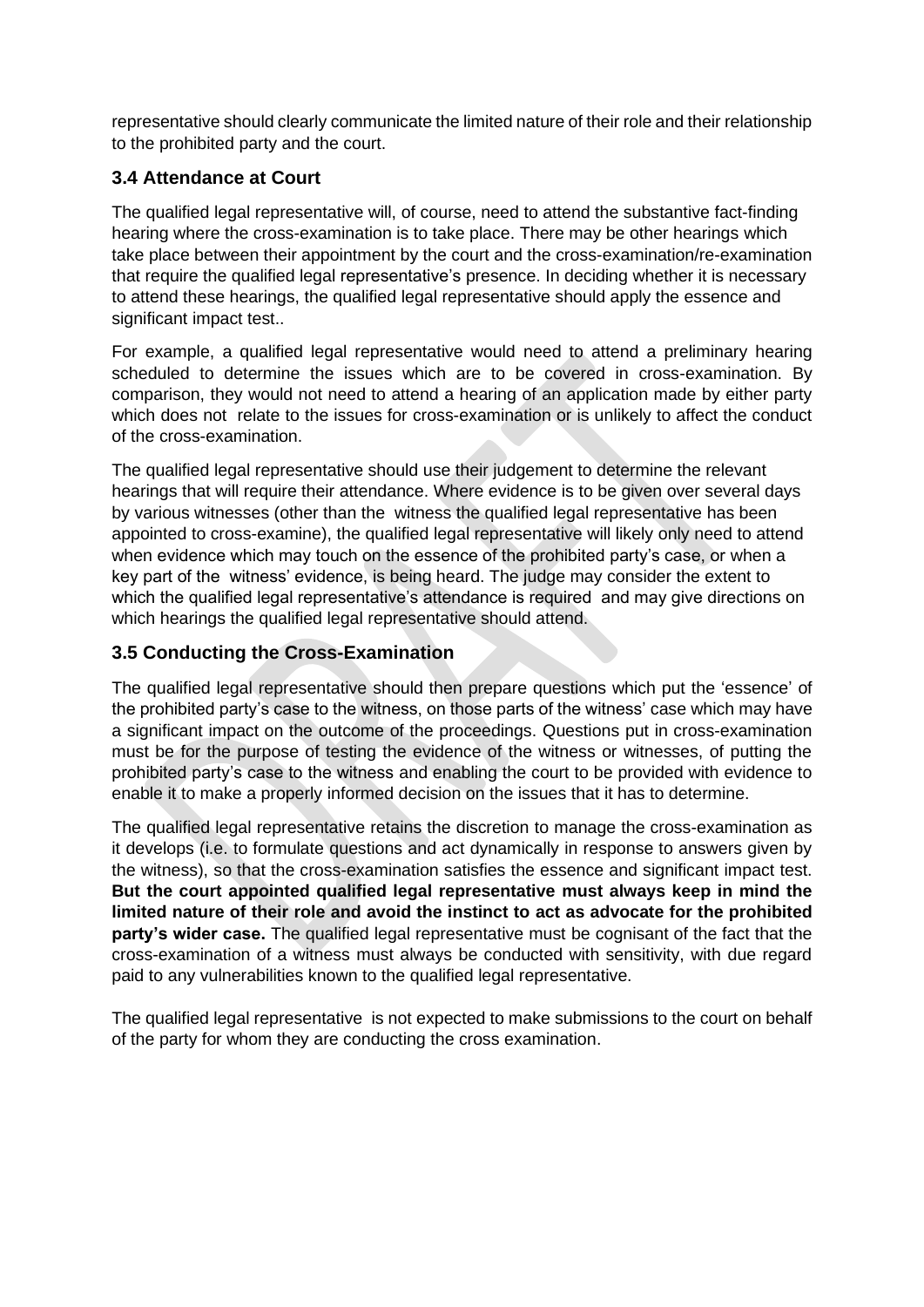representative should clearly communicate the limited nature of their role and their relationship to the prohibited party and the court.

### 3.4 Attendance at Court

The qualified legal representative will, of course, need to attend the substantive fact-finding hearing where the cross-examination is to take place. There may be other hearings which take place between their appointment by the court and the cross-examination/re-examination that require the qualified legal representative's presence. In deciding whether it is necessary to attend these hearings, the qualified legal representative should apply the essence and significant impact test..

For example, a qualified legal representative would need to attend a preliminary hearing scheduled to determine the issues which are to be covered in cross-examination. By comparison, they would not need to attend a hearing of an application made by either party which does not relate to the issues for cross-examination or is unlikely to affect the conduct of the cross-examination.

The qualified legal representative should use their judgement to determine the relevant hearings that will require their attendance. Where evidence is to be given over several days by various witnesses (other than the witness the qualified legal representative has been appointed to cross-examine), the qualified legal representative will likely only need to attend when evidence which may touch on the essence of the prohibited party's case, or when a key part of the witness' evidence, is being heard. The judge may consider the extent to which the qualified legal representative's attendance is required and may give directions on which hearings the qualified legal representative should attend.

### 3.5 Conducting the Cross-Examination

The qualified legal representative should then prepare questions which put the 'essence' of the prohibited party's case to the witness, on those parts of the witness' case which may have a significant impact on the outcome of the proceedings. Questions put in cross-examination must be for the purpose of testing the evidence of the witness or witnesses, of putting the prohibited party's case to the witness and enabling the court to be provided with evidence to enable it to make a properly informed decision on the issues that it has to determine.

The qualified legal representative retains the discretion to manage the cross-examination as it develops (i.e. to formulate questions and act dynamically in response to answers given by the witness), so that the cross-examination satisfies the essence and significant impact test. **But the court appointed qualified legal representative must always keep in mind the limited nature of their role and avoid the instinct to act as advocate for the prohibited party's wider case.** The qualified legal representative must be cognisant of the fact that the cross-examination of a witness must always be conducted with sensitivity, with due regard paid to any vulnerabilities known to the qualified legal representative.

The qualified legal representative is not expected to make submissions to the court on behalf of the party for whom they are conducting the cross examination.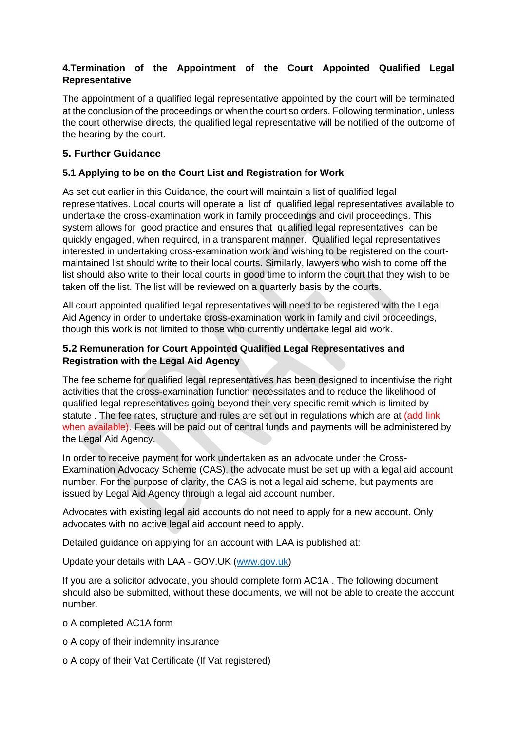### 4.Termination of the Appointment of the Court Appointed Qualified Legal Representative

The appointment of a qualified legal representative appointed by the court will be terminated at the conclusion of the proceedings or when the court so orders. Following termination, unless the court otherwise directs, the qualified legal representative will be notified of the outcome of the hearing by the court.

## 5. Further Guidance

### 5.1 Applying to be on the Court List and Registration for Work

As set out earlier in this Guidance, the court will maintain a list of qualified legal representatives. Local courts will operate a list of qualified legal representatives available to undertake the cross-examination work in family proceedings and civil proceedings. This system allows for good practice and ensures that qualified legal representatives can be quickly engaged, when required, in a transparent manner. Qualified legal representatives interested in undertaking cross-examination work and wishing to be registered on the court-maintained list should write to their local courts. Similarly, lawyers who wish to come off the list should also write to their local courts in good time to inform the court that they wish to be taken off the list. The list will be reviewed on a quarterly basis by the courts.

All court appointed qualified legal representatives will need to be registered with the Legal Aid Agency in order to undertake cross-examination work in family and civil proceedings, though this work is not limited to those who currently undertake legal aid work.

### 5.2 Remuneration for Court Appointed Qualified Legal Representatives and Registration with the Legal Aid Agency

The fee scheme for qualified legal representatives has been designed to incentivise the right activities that the cross-examination function necessitates and to reduce the likelihood of qualified legal representatives going beyond their very specific remit which is limited by statute . The fee rates, structure and rules are set out in regulations which are at (add link when available). Fees will be paid out of central funds and payments will be administered by the Legal Aid Agency.

In order to receive payment for work undertaken as an advocate under the Cross-Examination Advocacy Scheme (CAS), the advocate must be set up with a legal aid account number. For the purpose of clarity, the CAS is not a legal aid scheme, but payments are issued by Legal Aid Agency through a legal aid account number.

Advocates with existing legal aid accounts do not need to apply for a new account. Only advocates with no active legal aid account need to apply.

Detailed guidance on applying for an account with LAA is published at:

Update your details with LAA - GOV.UK (www.gov.uk)

If you are a solicitor advocate, you should complete form AC1A . The following document should also be submitted, without these documents, we will not be able to create the account number.

- o A completed AC1A form
- o A copy of their indemnity insurance
- o A copy of their Vat Certificate (If Vat registered)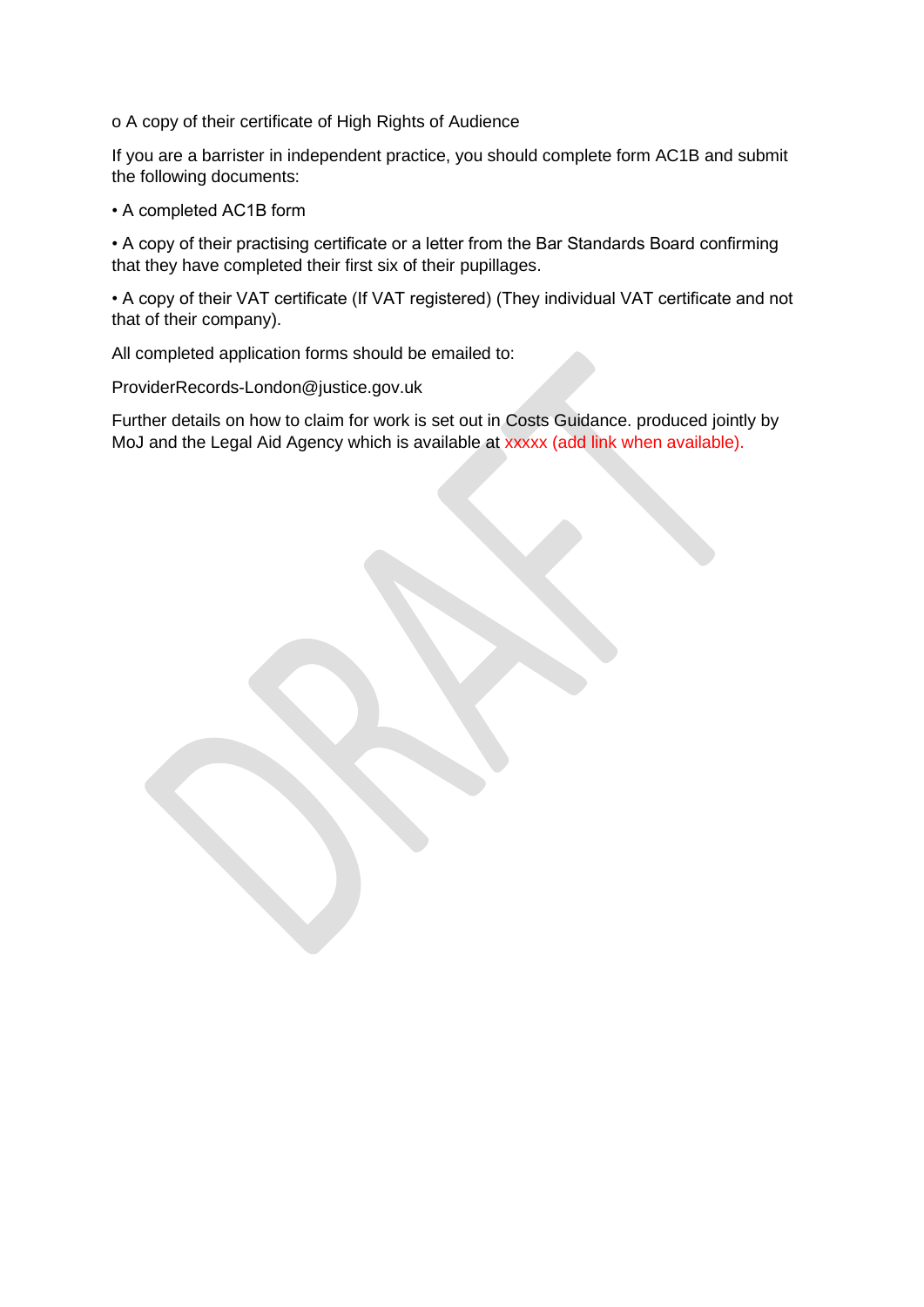o A copy of their certificate of High Rights of Audience

If you are a barrister in independent practice, you should complete form AC1B and submit the following documents:

• A completed AC1B form

• A copy of their practising certificate or a letter from the Bar Standards Board confirming that they have completed their first six of their pupillages.

• A copy of their VAT certificate (If VAT registered) (They individual VAT certificate and not that of their company).

All completed application forms should be emailed to:

ProviderRecords-London@justice.gov.uk

Further details on how to claim for work is set out in Costs Guidance. produced jointly by MoJ and the Legal Aid Agency which is available at xxxxx (add link when available).